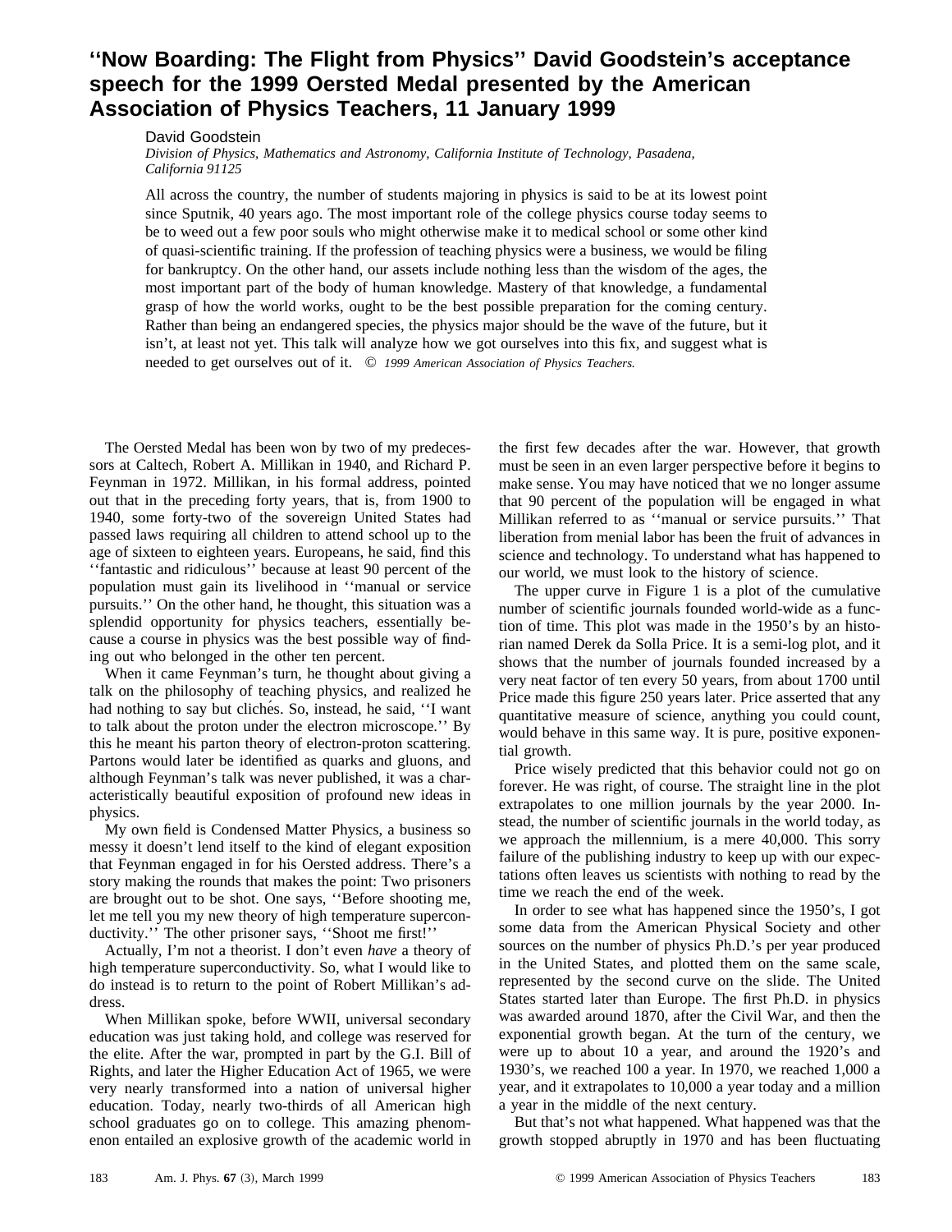# ''Now Boarding: The Flight from Physics'' David Goodstein's acceptance speech for the 1999 Oersted Medal presented by the American Association of Physics Teachers, 11 January 1999

David Goodstein

*Division of Physics, Mathematics and Astronomy, California Institute of Technology, Pasadena, California 91125*

All across the country, the number of students majoring in physics is said to be at its lowest point since Sputnik, 40 years ago. The most important role of the college physics course today seems to be to weed out a few poor souls who might otherwise make it to medical school or some other kind of quasi-scientific training. If the profession of teaching physics were a business, we would be filing for bankruptcy. On the other hand, our assets include nothing less than the wisdom of the ages, the most important part of the body of human knowledge. Mastery of that knowledge, a fundamental grasp of how the world works, ought to be the best possible preparation for the coming century. Rather than being an endangered species, the physics major should be the wave of the future, but it isn't, at least not yet. This talk will analyze how we got ourselves into this fix, and suggest what is needed to get ourselves out of it. © *1999 American Association of Physics Teachers.*

The Oersted Medal has been won by two of my predecessors at Caltech, Robert A. Millikan in 1940, and Richard P. Feynman in 1972. Millikan, in his formal address, pointed out that in the preceding forty years, that is, from 1900 to 1940, some forty-two of the sovereign United States had passed laws requiring all children to attend school up to the age of sixteen to eighteen years. Europeans, he said, find this ''fantastic and ridiculous'' because at least 90 percent of the population must gain its livelihood in ''manual or service pursuits.'' On the other hand, he thought, this situation was a splendid opportunity for physics teachers, essentially because a course in physics was the best possible way of finding out who belonged in the other ten percent.

When it came Feynman's turn, he thought about giving a talk on the philosophy of teaching physics, and realized he had nothing to say but clichés. So, instead, he said, ''I want to talk about the proton under the electron microscope.'' By this he meant his parton theory of electron-proton scattering. Partons would later be identified as quarks and gluons, and although Feynman's talk was never published, it was a characteristically beautiful exposition of profound new ideas in physics.

My own field is Condensed Matter Physics, a business so messy it doesn't lend itself to the kind of elegant exposition that Feynman engaged in for his Oersted address. There's a story making the rounds that makes the point: Two prisoners are brought out to be shot. One says, ''Before shooting me, let me tell you my new theory of high temperature superconductivity.'' The other prisoner says, ''Shoot me first!''

Actually, I'm not a theorist. I don't even *have* a theory of high temperature superconductivity. So, what I would like to do instead is to return to the point of Robert Millikan's address.

When Millikan spoke, before WWII, universal secondary education was just taking hold, and college was reserved for the elite. After the war, prompted in part by the G.I. Bill of Rights, and later the Higher Education Act of 1965, we were very nearly transformed into a nation of universal higher education. Today, nearly two-thirds of all American high school graduates go on to college. This amazing phenomenon entailed an explosive growth of the academic world in the first few decades after the war. However, that growth must be seen in an even larger perspective before it begins to make sense. You may have noticed that we no longer assume that 90 percent of the population will be engaged in what Millikan referred to as ''manual or service pursuits.'' That liberation from menial labor has been the fruit of advances in science and technology. To understand what has happened to our world, we must look to the history of science.

The upper curve in Figure 1 is a plot of the cumulative number of scientific journals founded world-wide as a function of time. This plot was made in the 1950's by an historian named Derek da Solla Price. It is a semi-log plot, and it shows that the number of journals founded increased by a very neat factor of ten every 50 years, from about 1700 until Price made this figure 250 years later. Price asserted that any quantitative measure of science, anything you could count, would behave in this same way. It is pure, positive exponential growth.

Price wisely predicted that this behavior could not go on forever. He was right, of course. The straight line in the plot extrapolates to one million journals by the year 2000. Instead, the number of scientific journals in the world today, as we approach the millennium, is a mere 40,000. This sorry failure of the publishing industry to keep up with our expectations often leaves us scientists with nothing to read by the time we reach the end of the week.

In order to see what has happened since the 1950's, I got some data from the American Physical Society and other sources on the number of physics Ph.D.'s per year produced in the United States, and plotted them on the same scale, represented by the second curve on the slide. The United States started later than Europe. The first Ph.D. in physics was awarded around 1870, after the Civil War, and then the exponential growth began. At the turn of the century, we were up to about 10 a year, and around the 1920's and 1930's, we reached 100 a year. In 1970, we reached 1,000 a year, and it extrapolates to 10,000 a year today and a million a year in the middle of the next century.

But that's not what happened. What happened was that the growth stopped abruptly in 1970 and has been fluctuating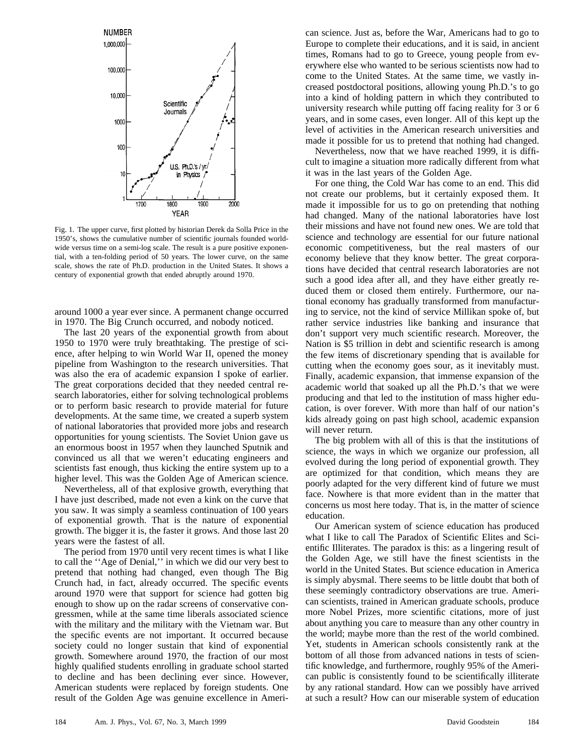Fig. 1. The upper curve, first plotted by historian Derek da Solla Price in the 1950's, shows the cumulative number of scientific journals founded worldwide versus time on a semi-log scale. The result is a pure positive exponential, with a ten-folding period of 50 years. The lower curve, on the same scale, shows the rate of Ph.D. production in the United States. It shows a century of exponential growth that ended abruptly around 1970.

around 1000 a year ever since. A permanent change occurred in 1970. The Big Crunch occurred, and nobody noticed.

The last 20 years of the exponential growth from about 1950 to 1970 were truly breathtaking. The prestige of science, after helping to win World War II, opened the money pipeline from Washington to the research universities. That was also the era of academic expansion I spoke of earlier. The great corporations decided that they needed central research laboratories, either for solving technological problems or to perform basic research to provide material for future developments. At the same time, we created a superb system of national laboratories that provided more jobs and research opportunities for young scientists. The Soviet Union gave us an enormous boost in 1957 when they launched Sputnik and convinced us all that we weren't educating engineers and scientists fast enough, thus kicking the entire system up to a higher level. This was the Golden Age of American science.

Nevertheless, all of that explosive growth, everything that I have just described, made not even a kink on the curve that you saw. It was simply a seamless continuation of 100 years of exponential growth. That is the nature of exponential growth. The bigger it is, the faster it grows. And those last 20 years were the fastest of all.

The period from 1970 until very recent times is what I like to call the ''Age of Denial,'' in which we did our very best to pretend that nothing had changed, even though The Big Crunch had, in fact, already occurred. The specific events around 1970 were that support for science had gotten big enough to show up on the radar screens of conservative congressmen, while at the same time liberals associated science with the military and the military with the Vietnam war. But the specific events are not important. It occurred because society could no longer sustain that kind of exponential growth. Somewhere around 1970, the fraction of our most highly qualified students enrolling in graduate school started to decline and has been declining ever since. However, American students were replaced by foreign students. One result of the Golden Age was genuine excellence in American science. Just as, before the War, Americans had to go to Europe to complete their educations, and it is said, in ancient times, Romans had to go to Greece, young people from everywhere else who wanted to be serious scientists now had to come to the United States. At the same time, we vastly increased postdoctoral positions, allowing young Ph.D.'s to go into a kind of holding pattern in which they contributed to university research while putting off facing reality for 3 or 6 years, and in some cases, even longer. All of this kept up the level of activities in the American research universities and made it possible for us to pretend that nothing had changed.

Nevertheless, now that we have reached 1999, it is difficult to imagine a situation more radically different from what it was in the last years of the Golden Age.

For one thing, the Cold War has come to an end. This did not create our problems, but it certainly exposed them. It made it impossible for us to go on pretending that nothing had changed. Many of the national laboratories have lost their missions and have not found new ones. We are told that science and technology are essential for our future national economic competitiveness, but the real masters of our economy believe that they know better. The great corporations have decided that central research laboratories are not such a good idea after all, and they have either greatly reduced them or closed them entirely. Furthermore, our national economy has gradually transformed from manufacturing to service, not the kind of service Millikan spoke of, but rather service industries like banking and insurance that don't support very much scientific research. Moreover, the Nation is \$5 trillion in debt and scientific research is among the few items of discretionary spending that is available for cutting when the economy goes sour, as it inevitably must. Finally, academic expansion, that immense expansion of the academic world that soaked up all the Ph.D.'s that we were producing and that led to the institution of mass higher education, is over forever. With more than half of our nation's kids already going on past high school, academic expansion will never return.

The big problem with all of this is that the institutions of science, the ways in which we organize our profession, all evolved during the long period of exponential growth. They are optimized for that condition, which means they are poorly adapted for the very different kind of future we must face. Nowhere is that more evident than in the matter that concerns us most here today. That is, in the matter of science education.

Our American system of science education has produced what I like to call The Paradox of Scientific Elites and Scientific Illiterates. The paradox is this: as a lingering result of the Golden Age, we still have the finest scientists in the world in the United States. But science education in America is simply abysmal. There seems to be little doubt that both of these seemingly contradictory observations are true. American scientists, trained in American graduate schools, produce more Nobel Prizes, more scientific citations, more of just about anything you care to measure than any other country in the world; maybe more than the rest of the world combined. Yet, students in American schools consistently rank at the bottom of all those from advanced nations in tests of scientific knowledge, and furthermore, roughly 95% of the American public is consistently found to be scientifically illiterate by any rational standard. How can we possibly have arrived at such a result? How can our miserable system of education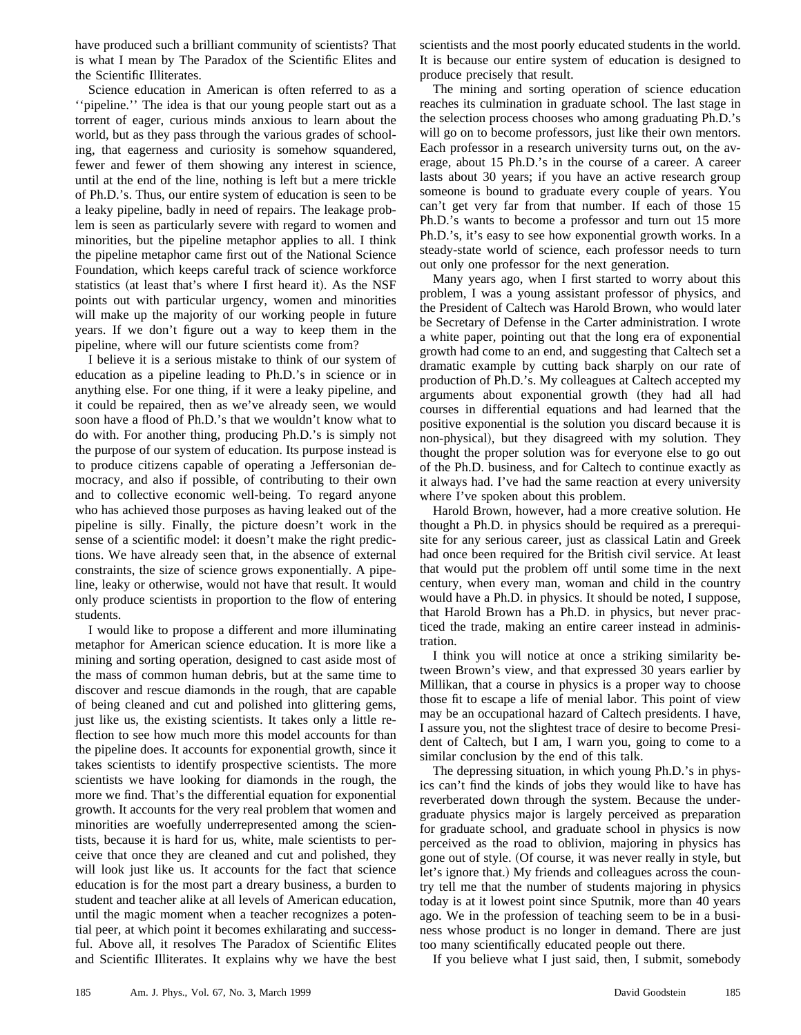have produced such a brilliant community of scientists? That is what I mean by The Paradox of the Scientific Elites and the Scientific Illiterates.

Science education in American is often referred to as a ''pipeline.'' The idea is that our young people start out as a torrent of eager, curious minds anxious to learn about the world, but as they pass through the various grades of schooling, that eagerness and curiosity is somehow squandered, fewer and fewer of them showing any interest in science, until at the end of the line, nothing is left but a mere trickle of Ph.D.'s. Thus, our entire system of education is seen to be a leaky pipeline, badly in need of repairs. The leakage problem is seen as particularly severe with regard to women and minorities, but the pipeline metaphor applies to all. I think the pipeline metaphor came first out of the National Science Foundation, which keeps careful track of science workforce statistics (at least that's where I first heard it). As the NSF points out with particular urgency, women and minorities will make up the majority of our working people in future years. If we don't figure out a way to keep them in the pipeline, where will our future scientists come from?

I believe it is a serious mistake to think of our system of education as a pipeline leading to Ph.D.'s in science or in anything else. For one thing, if it were a leaky pipeline, and it could be repaired, then as we've already seen, we would soon have a flood of Ph.D.'s that we wouldn't know what to do with. For another thing, producing Ph.D.'s is simply not the purpose of our system of education. Its purpose instead is to produce citizens capable of operating a Jeffersonian democracy, and also if possible, of contributing to their own and to collective economic well-being. To regard anyone who has achieved those purposes as having leaked out of the pipeline is silly. Finally, the picture doesn't work in the sense of a scientific model: it doesn't make the right predictions. We have already seen that, in the absence of external constraints, the size of science grows exponentially. A pipeline, leaky or otherwise, would not have that result. It would only produce scientists in proportion to the flow of entering students.

I would like to propose a different and more illuminating metaphor for American science education. It is more like a mining and sorting operation, designed to cast aside most of the mass of common human debris, but at the same time to discover and rescue diamonds in the rough, that are capable of being cleaned and cut and polished into glittering gems, just like us, the existing scientists. It takes only a little reflection to see how much more this model accounts for than the pipeline does. It accounts for exponential growth, since it takes scientists to identify prospective scientists. The more scientists we have looking for diamonds in the rough, the more we find. That's the differential equation for exponential growth. It accounts for the very real problem that women and minorities are woefully underrepresented among the scientists, because it is hard for us, white, male scientists to perceive that once they are cleaned and cut and polished, they will look just like us. It accounts for the fact that science education is for the most part a dreary business, a burden to student and teacher alike at all levels of American education, until the magic moment when a teacher recognizes a potential peer, at which point it becomes exhilarating and successful. Above all, it resolves The Paradox of Scientific Elites and Scientific Illiterates. It explains why we have the best scientists and the most poorly educated students in the world. It is because our entire system of education is designed to produce precisely that result.

The mining and sorting operation of science education reaches its culmination in graduate school. The last stage in the selection process chooses who among graduating Ph.D.'s will go on to become professors, just like their own mentors. Each professor in a research university turns out, on the average, about 15 Ph.D.'s in the course of a career. A career lasts about 30 years; if you have an active research group someone is bound to graduate every couple of years. You can't get very far from that number. If each of those 15 Ph.D.'s wants to become a professor and turn out 15 more Ph.D.'s, it's easy to see how exponential growth works. In a steady-state world of science, each professor needs to turn out only one professor for the next generation.

Many years ago, when I first started to worry about this problem, I was a young assistant professor of physics, and the President of Caltech was Harold Brown, who would later be Secretary of Defense in the Carter administration. I wrote a white paper, pointing out that the long era of exponential growth had come to an end, and suggesting that Caltech set a dramatic example by cutting back sharply on our rate of production of Ph.D.'s. My colleagues at Caltech accepted my arguments about exponential growth (they had all had courses in differential equations and had learned that the positive exponential is the solution you discard because it is non-physical), but they disagreed with my solution. They thought the proper solution was for everyone else to go out of the Ph.D. business, and for Caltech to continue exactly as it always had. I've had the same reaction at every university where I've spoken about this problem.

Harold Brown, however, had a more creative solution. He thought a Ph.D. in physics should be required as a prerequisite for any serious career, just as classical Latin and Greek had once been required for the British civil service. At least that would put the problem off until some time in the next century, when every man, woman and child in the country would have a Ph.D. in physics. It should be noted, I suppose, that Harold Brown has a Ph.D. in physics, but never practiced the trade, making an entire career instead in administration.

I think you will notice at once a striking similarity between Brown's view, and that expressed 30 years earlier by Millikan, that a course in physics is a proper way to choose those fit to escape a life of menial labor. This point of view may be an occupational hazard of Caltech presidents. I have, I assure you, not the slightest trace of desire to become President of Caltech, but I am, I warn you, going to come to a similar conclusion by the end of this talk.

The depressing situation, in which young Ph.D.'s in physics can't find the kinds of jobs they would like to have has reverberated down through the system. Because the undergraduate physics major is largely perceived as preparation for graduate school, and graduate school in physics is now perceived as the road to oblivion, majoring in physics has gone out of style. (Of course, it was never really in style, but let's ignore that.) My friends and colleagues across the country tell me that the number of students majoring in physics today is at it lowest point since Sputnik, more than 40 years ago. We in the profession of teaching seem to be in a business whose product is no longer in demand. There are just too many scientifically educated people out there.

If you believe what I just said, then, I submit, somebody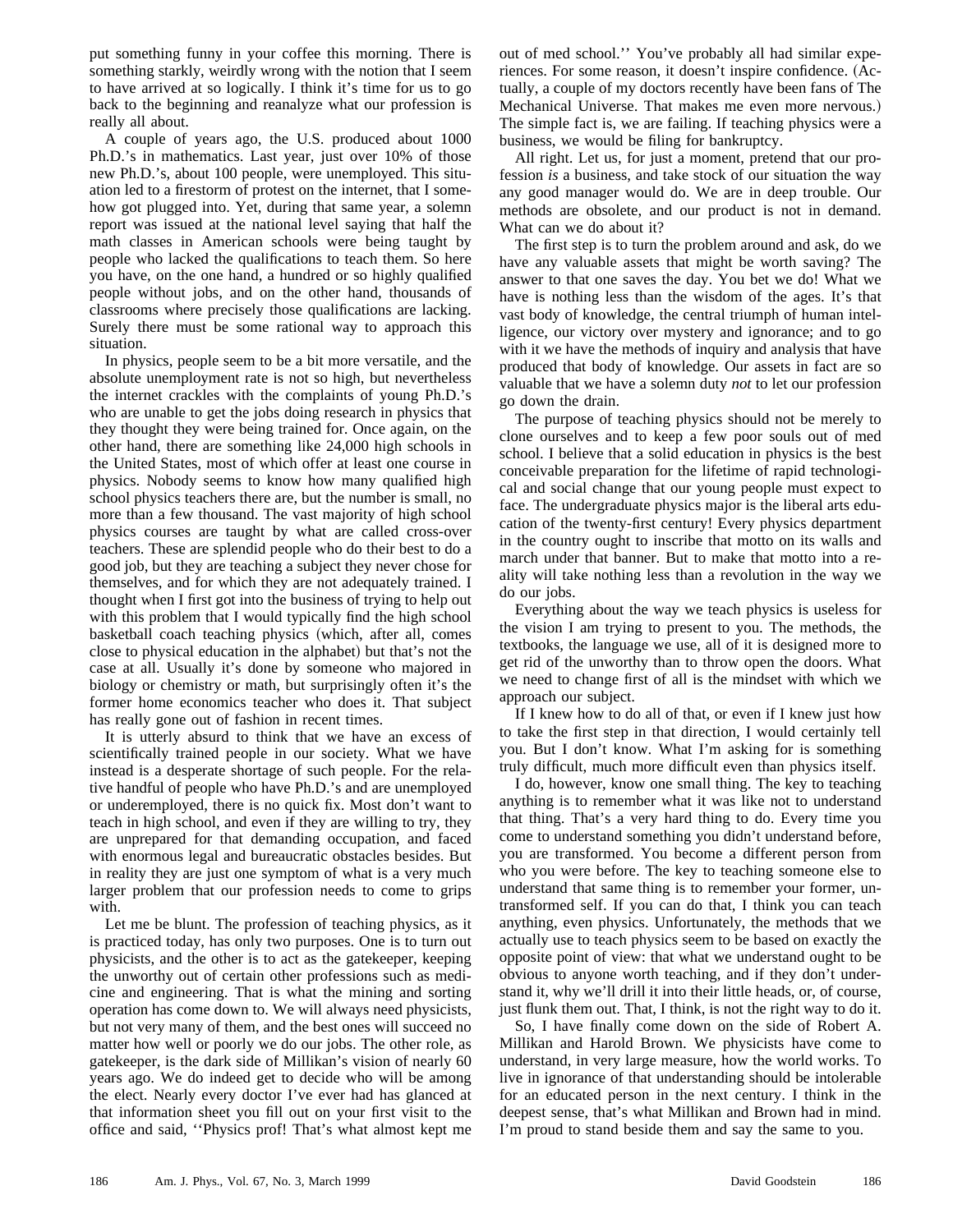put something funny in your coffee this morning. There is something starkly, weirdly wrong with the notion that I seem to have arrived at so logically. I think it's time for us to go back to the beginning and reanalyze what our profession is really all about.

A couple of years ago, the U.S. produced about 1000 Ph.D.'s in mathematics. Last year, just over 10% of those new Ph.D.'s, about 100 people, were unemployed. This situation led to a firestorm of protest on the internet, that I somehow got plugged into. Yet, during that same year, a solemn report was issued at the national level saying that half the math classes in American schools were being taught by people who lacked the qualifications to teach them. So here you have, on the one hand, a hundred or so highly qualified people without jobs, and on the other hand, thousands of classrooms where precisely those qualifications are lacking. Surely there must be some rational way to approach this situation.

In physics, people seem to be a bit more versatile, and the absolute unemployment rate is not so high, but nevertheless the internet crackles with the complaints of young Ph.D.'s who are unable to get the jobs doing research in physics that they thought they were being trained for. Once again, on the other hand, there are something like 24,000 high schools in the United States, most of which offer at least one course in physics. Nobody seems to know how many qualified high school physics teachers there are, but the number is small, no more than a few thousand. The vast majority of high school physics courses are taught by what are called cross-over teachers. These are splendid people who do their best to do a good job, but they are teaching a subject they never chose for themselves, and for which they are not adequately trained. I thought when I first got into the business of trying to help out with this problem that I would typically find the high school basketball coach teaching physics (which, after all, comes close to physical education in the alphabet) but that's not the case at all. Usually it's done by someone who majored in biology or chemistry or math, but surprisingly often it's the former home economics teacher who does it. That subject has really gone out of fashion in recent times.

It is utterly absurd to think that we have an excess of scientifically trained people in our society. What we have instead is a desperate shortage of such people. For the relative handful of people who have Ph.D.'s and are unemployed or underemployed, there is no quick fix. Most don't want to teach in high school, and even if they are willing to try, they are unprepared for that demanding occupation, and faced with enormous legal and bureaucratic obstacles besides. But in reality they are just one symptom of what is a very much larger problem that our profession needs to come to grips with.

Let me be blunt. The profession of teaching physics, as it is practiced today, has only two purposes. One is to turn out physicists, and the other is to act as the gatekeeper, keeping the unworthy out of certain other professions such as medicine and engineering. That is what the mining and sorting operation has come down to. We will always need physicists, but not very many of them, and the best ones will succeed no matter how well or poorly we do our jobs. The other role, as gatekeeper, is the dark side of Millikan's vision of nearly 60 years ago. We do indeed get to decide who will be among the elect. Nearly every doctor I've ever had has glanced at that information sheet you fill out on your first visit to the office and said, ''Physics prof! That's what almost kept me out of med school.'' You've probably all had similar experiences. For some reason, it doesn't inspire confidence. (Actually, a couple of my doctors recently have been fans of The Mechanical Universe. That makes me even more nervous.) The simple fact is, we are failing. If teaching physics were a business, we would be filing for bankruptcy.

All right. Let us, for just a moment, pretend that our profession *is* a business, and take stock of our situation the way any good manager would do. We are in deep trouble. Our methods are obsolete, and our product is not in demand. What can we do about it?

The first step is to turn the problem around and ask, do we have any valuable assets that might be worth saving? The answer to that one saves the day. You bet we do! What we have is nothing less than the wisdom of the ages. It's that vast body of knowledge, the central triumph of human intelligence, our victory over mystery and ignorance; and to go with it we have the methods of inquiry and analysis that have produced that body of knowledge. Our assets in fact are so valuable that we have a solemn duty *not* to let our profession go down the drain.

The purpose of teaching physics should not be merely to clone ourselves and to keep a few poor souls out of med school. I believe that a solid education in physics is the best conceivable preparation for the lifetime of rapid technological and social change that our young people must expect to face. The undergraduate physics major is the liberal arts education of the twenty-first century! Every physics department in the country ought to inscribe that motto on its walls and march under that banner. But to make that motto into a reality will take nothing less than a revolution in the way we do our jobs.

Everything about the way we teach physics is useless for the vision I am trying to present to you. The methods, the textbooks, the language we use, all of it is designed more to get rid of the unworthy than to throw open the doors. What we need to change first of all is the mindset with which we approach our subject.

If I knew how to do all of that, or even if I knew just how to take the first step in that direction, I would certainly tell you. But I don't know. What I'm asking for is something truly difficult, much more difficult even than physics itself.

I do, however, know one small thing. The key to teaching anything is to remember what it was like not to understand that thing. That's a very hard thing to do. Every time you come to understand something you didn't understand before, you are transformed. You become a different person from who you were before. The key to teaching someone else to understand that same thing is to remember your former, untransformed self. If you can do that, I think you can teach anything, even physics. Unfortunately, the methods that we actually use to teach physics seem to be based on exactly the opposite point of view: that what we understand ought to be obvious to anyone worth teaching, and if they don't understand it, why we'll drill it into their little heads, or, of course, just flunk them out. That, I think, is not the right way to do it.

So, I have finally come down on the side of Robert A. Millikan and Harold Brown. We physicists have come to understand, in very large measure, how the world works. To live in ignorance of that understanding should be intolerable for an educated person in the next century. I think in the deepest sense, that's what Millikan and Brown had in mind. I'm proud to stand beside them and say the same to you.